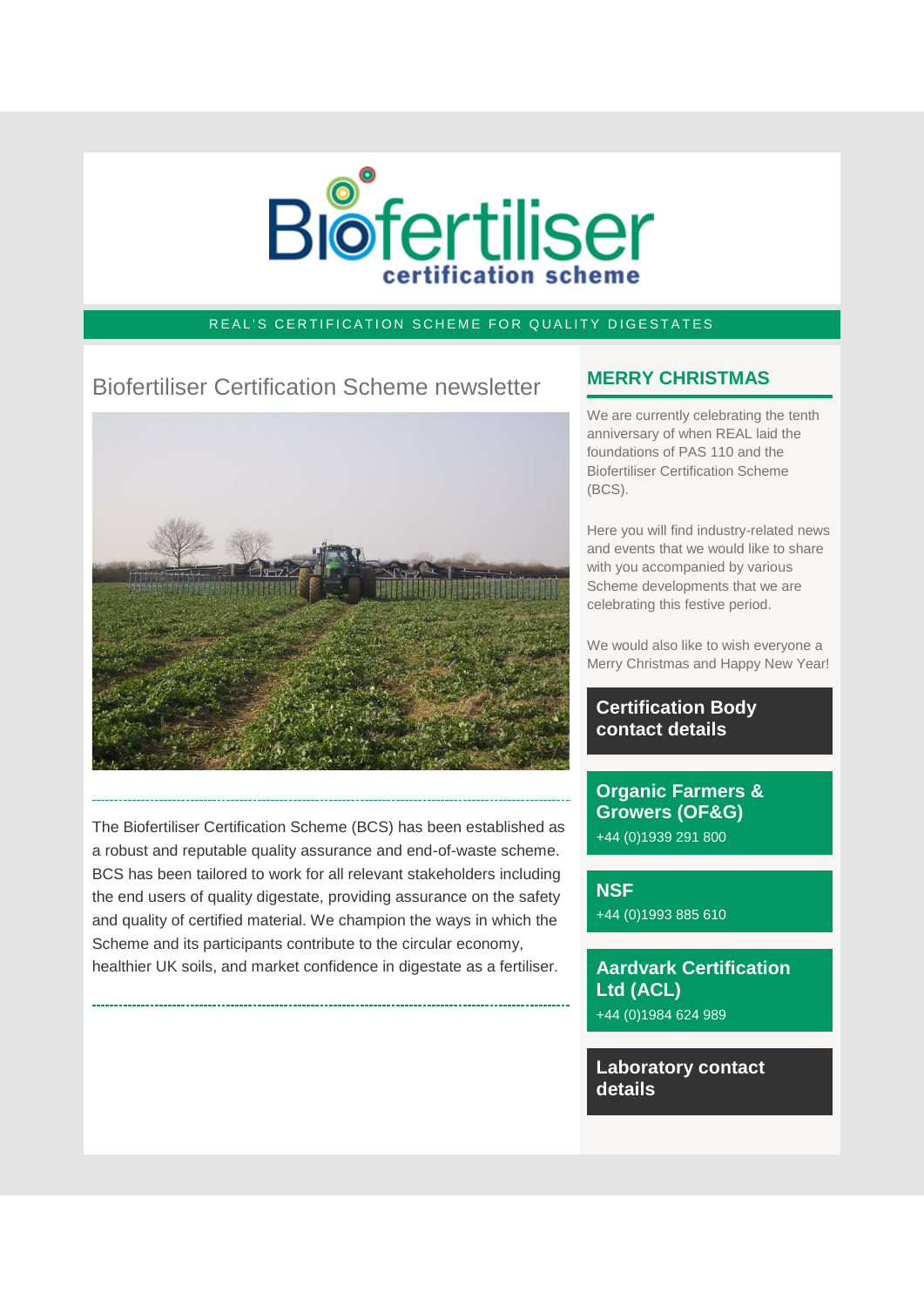# Biofertiliser certification scheme

REAL'S CERTIFICATION SCHEME FOR QUALITY DIGESTATES

## Biofertiliser Certification Scheme newsletter

The Biofertiliser Certification Scheme (BCS) has been established as a robust and reputable quality assurance and end-of-waste scheme. BCS has been tailored to work for all relevant stakeholders including the end users of quality digestate, providing assurance on the safety and quality of certified material. We champion the ways in which the Scheme and its participants contribute to the circular economy, healthier UK soils, and market confidence in digestate as a fertiliser.

## MERRY CHRISTMAS

We are currently celebrating the tenth anniversary of when REAL laid the foundations of PAS 110 and the Biofertiliser Certification Scheme (BCS).

Here you will find industry-related news and events that we would like to share with you accompanied by various Scheme developments that we are celebrating this festive period.

We would also like to wish everyone a Merry Christmas and Happy New Year!

### Certification Body contact details

**Organic Farmers & Growers (OF&G)**
+44 (0)1939 291 800

**NSF**
+44 (0)1993 885 610

**Aardvark Certification Ltd (ACL)**
+44 (0)1984 624 989

### Laboratory contact details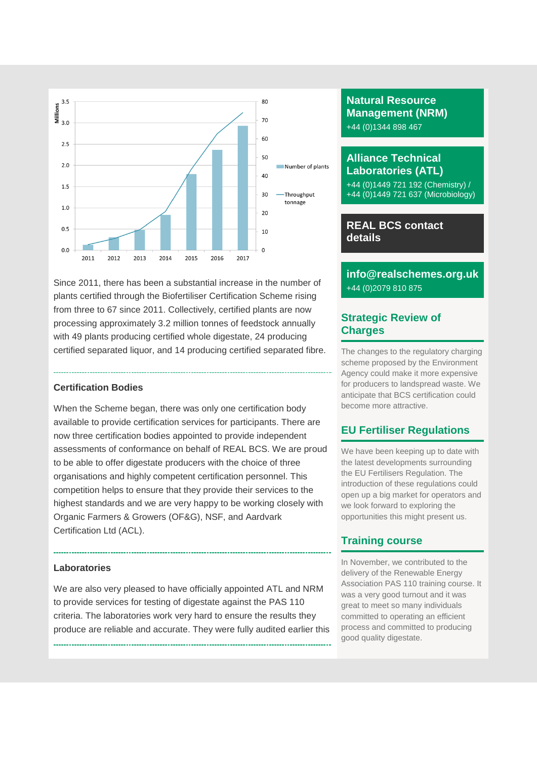Since 2011, there has been a substantial increase in the number of plants certified through the Biofertiliser Certification Scheme rising from three to 67 since 2011. Collectively, certified plants are now processing approximately 3.2 million tonnes of feedstock annually with 49 plants producing certified whole digestate, 24 producing certified separated liquor, and 14 producing certified separated fibre.

### Certification Bodies

When the Scheme began, there was only one certification body available to provide certification services for participants. There are now three certification bodies appointed to provide independent assessments of conformance on behalf of REAL BCS. We are proud to be able to offer digestate producers with the choice of three organisations and highly competent certification personnel. This competition helps to ensure that they provide their services to the highest standards and we are very happy to be working closely with Organic Farmers & Growers (OF&G), NSF, and Aardvark Certification Ltd (ACL).

### Laboratories

We are also very pleased to have officially appointed ATL and NRM to provide services for testing of digestate against the PAS 110 criteria. The laboratories work very hard to ensure the results they produce are reliable and accurate. They were fully audited earlier this

## Natural Resource Management (NRM)

+44 (0)1344 898 467

## Alliance Technical Laboratories (ATL)

+44 (0)1449 721 192 (Chemistry) /
+44 (0)1449 721 637 (Microbiology)

## REAL BCS contact details

**info@realschemes.org.uk**
+44 (0)2079 810 875

## Strategic Review of Charges

The changes to the regulatory charging scheme proposed by the Environment Agency could make it more expensive for producers to landspread waste. We anticipate that BCS certification could become more attractive.

## EU Fertiliser Regulations

We have been keeping up to date with the latest developments surrounding the EU Fertilisers Regulation. The introduction of these regulations could open up a big market for operators and we look forward to exploring the opportunities this might present us.

## Training course

In November, we contributed to the delivery of the Renewable Energy Association PAS 110 training course. It was a very good turnout and it was great to meet so many individuals committed to operating an efficient process and committed to producing good quality digestate.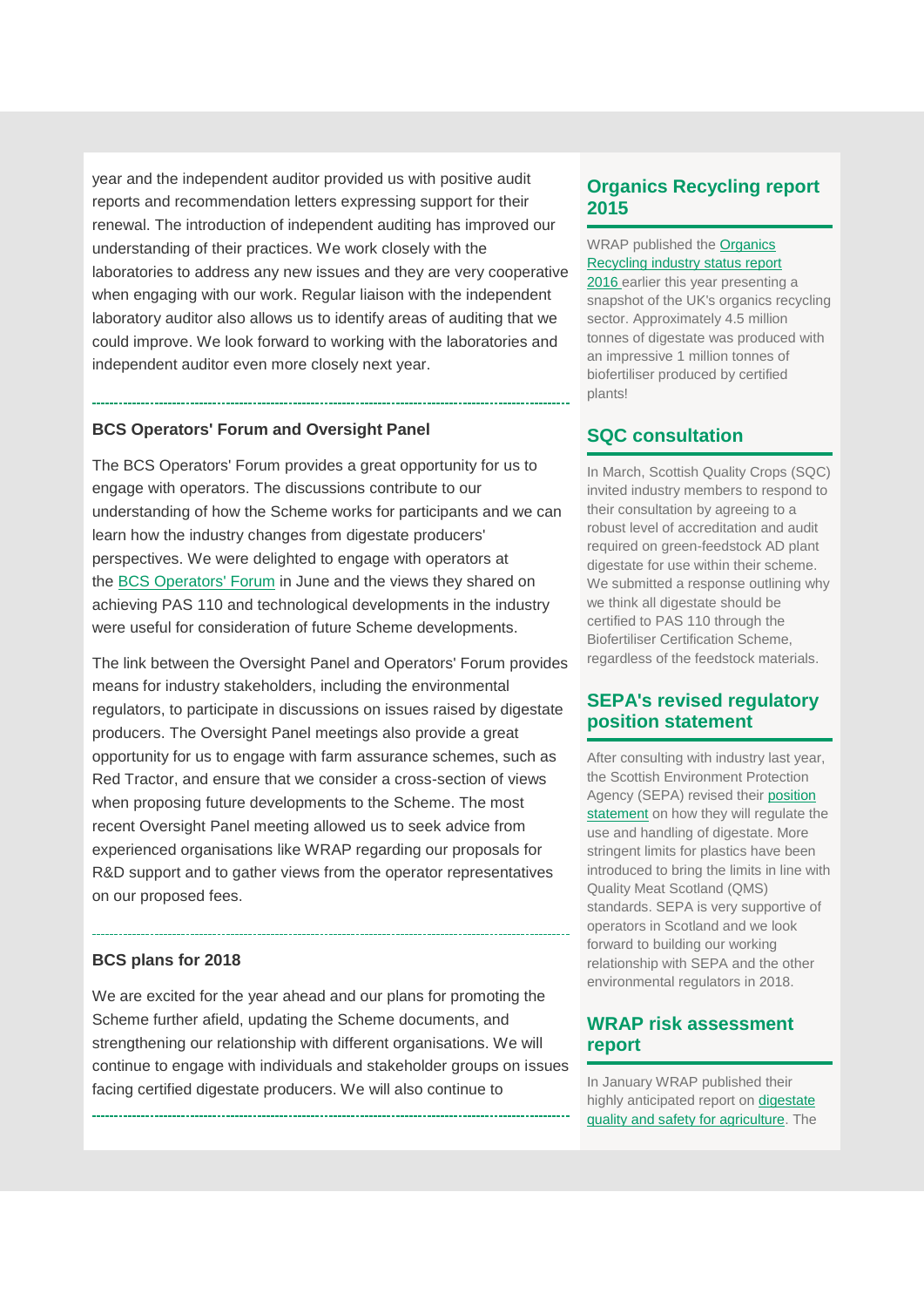year and the independent auditor provided us with positive audit reports and recommendation letters expressing support for their renewal. The introduction of independent auditing has improved our understanding of their practices. We work closely with the laboratories to address any new issues and they are very cooperative when engaging with our work. Regular liaison with the independent laboratory auditor also allows us to identify areas of auditing that we could improve. We look forward to working with the laboratories and independent auditor even more closely next year.

---

**BCS Operators' Forum and Oversight Panel**

The BCS Operators' Forum provides a great opportunity for us to engage with operators. The discussions contribute to our understanding of how the Scheme works for participants and we can learn how the industry changes from digestate producers' perspectives. We were delighted to engage with operators at the BCS Operators' Forum in June and the views they shared on achieving PAS 110 and technological developments in the industry were useful for consideration of future Scheme developments.

The link between the Oversight Panel and Operators' Forum provides means for industry stakeholders, including the environmental regulators, to participate in discussions on issues raised by digestate producers. The Oversight Panel meetings also provide a great opportunity for us to engage with farm assurance schemes, such as Red Tractor, and ensure that we consider a cross-section of views when proposing future developments to the Scheme. The most recent Oversight Panel meeting allowed us to seek advice from experienced organisations like WRAP regarding our proposals for R&D support and to gather views from the operator representatives on our proposed fees.

---

**BCS plans for 2018**

We are excited for the year ahead and our plans for promoting the Scheme further afield, updating the Scheme documents, and strengthening our relationship with different organisations. We will continue to engage with individuals and stakeholder groups on issues facing certified digestate producers. We will also continue to

---

## Organics Recycling report 2015

WRAP published the Organics Recycling industry status report 2016 earlier this year presenting a snapshot of the UK's organics recycling sector. Approximately 4.5 million tonnes of digestate was produced with an impressive 1 million tonnes of biofertiliser produced by certified plants!

## SQC consultation

In March, Scottish Quality Crops (SQC) invited industry members to respond to their consultation by agreeing to a robust level of accreditation and audit required on green-feedstock AD plant digestate for use within their scheme. We submitted a response outlining why we think all digestate should be certified to PAS 110 through the Biofertiliser Certification Scheme, regardless of the feedstock materials.

## SEPA's revised regulatory position statement

After consulting with industry last year, the Scottish Environment Protection Agency (SEPA) revised their position statement on how they will regulate the use and handling of digestate. More stringent limits for plastics have been introduced to bring the limits in line with Quality Meat Scotland (QMS) standards. SEPA is very supportive of operators in Scotland and we look forward to building our working relationship with SEPA and the other environmental regulators in 2018.

## WRAP risk assessment report

In January WRAP published their highly anticipated report on digestate quality and safety for agriculture. The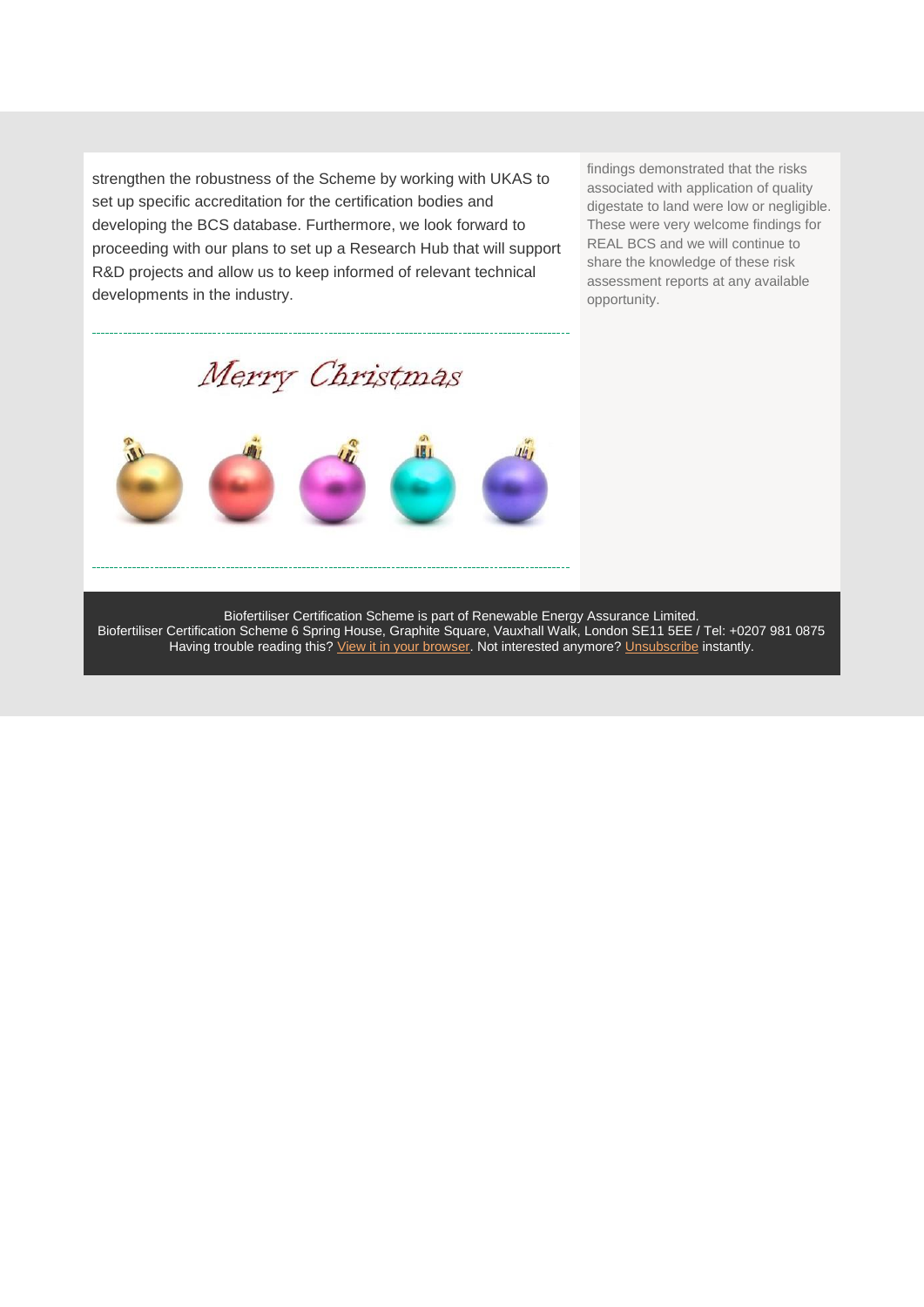strengthen the robustness of the Scheme by working with UKAS to set up specific accreditation for the certification bodies and developing the BCS database. Furthermore, we look forward to proceeding with our plans to set up a Research Hub that will support R&D projects and allow us to keep informed of relevant technical developments in the industry.

findings demonstrated that the risks associated with application of quality digestate to land were low or negligible. These were very welcome findings for REAL BCS and we will continue to share the knowledge of these risk assessment reports at any available opportunity.

---

*Merry Christmas*

---

Biofertiliser Certification Scheme is part of Renewable Energy Assurance Limited.
Biofertiliser Certification Scheme 6 Spring House, Graphite Square, Vauxhall Walk, London SE11 5EE / Tel: +0207 981 0875
Having trouble reading this? View it in your browser. Not interested anymore? Unsubscribe instantly.